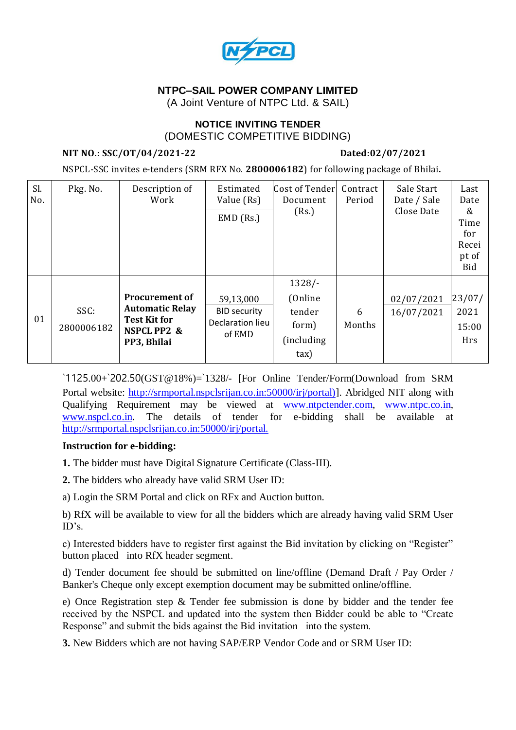**NTPC–SAIL POWER COMPANY LIMITED**
(A Joint Venture of NTPC Ltd. & SAIL)

**NOTICE INVITING TENDER**
(DOMESTIC COMPETITIVE BIDDING)

**NIT NO.: SSC/OT/04/2021-22** **Dated:02/07/2021**

NSPCL-SSC invites e-tenders (SRM RFX No. **2800006182**) for following package of Bhilai**.**

| Sl. No. | Pkg. No. | Description of Work | Estimated Value (Rs) / EMD (Rs.) | Cost of Tender Document (Rs.) | Contract Period | Sale Start Date / Sale Close Date | Last Date & Time for Receipt of Bid |
|---|---|---|---|---|---|---|---|
| 01 | SSC: 2800006182 | **Procurement of Automatic Relay Test Kit for NSPCL PP2 & PP3, Bhilai** | 59,13,000 / BID security Declaration lieu of EMD | 1328/- (Online tender form) (including tax) | 6 Months | 02/07/2021 16/07/2021 | 23/07/2021 15:00 Hrs |

`1125.00+`202.50(GST@18%)=`1328/- [For Online Tender/Form(Download from SRM Portal website: http://srmportal.nspclsrijan.co.in:50000/irj/portal)]. Abridged NIT along with Qualifying Requirement may be viewed at www.ntpctender.com, www.ntpc.co.in, www.nspcl.co.in. The details of tender for e-bidding shall be available at http://srmportal.nspclsrijan.co.in:50000/irj/portal.

**Instruction for e-bidding:**

**1.** The bidder must have Digital Signature Certificate (Class-III).

**2.** The bidders who already have valid SRM User ID:

a) Login the SRM Portal and click on RFx and Auction button.

b) RfX will be available to view for all the bidders which are already having valid SRM User ID's.

c) Interested bidders have to register first against the Bid invitation by clicking on "Register" button placed into RfX header segment.

d) Tender document fee should be submitted on line/offline (Demand Draft / Pay Order / Banker's Cheque only except exemption document may be submitted online/offline.

e) Once Registration step & Tender fee submission is done by bidder and the tender fee received by the NSPCL and updated into the system then Bidder could be able to "Create Response" and submit the bids against the Bid invitation into the system.

**3.** New Bidders which are not having SAP/ERP Vendor Code and or SRM User ID: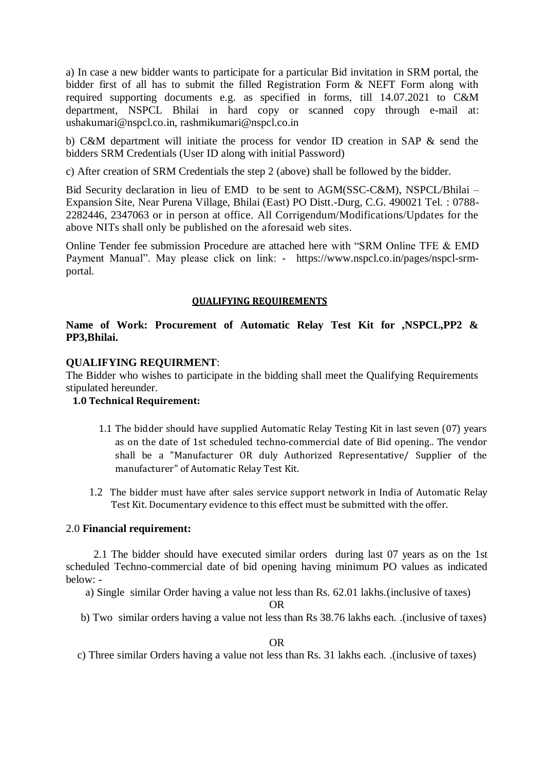a) In case a new bidder wants to participate for a particular Bid invitation in SRM portal, the bidder first of all has to submit the filled Registration Form & NEFT Form along with required supporting documents e.g. as specified in forms, till 14.07.2021 to C&M department, NSPCL Bhilai in hard copy or scanned copy through e-mail at: ushakumari@nspcl.co.in, rashmikumari@nspcl.co.in

b) C&M department will initiate the process for vendor ID creation in SAP & send the bidders SRM Credentials (User ID along with initial Password)

c) After creation of SRM Credentials the step 2 (above) shall be followed by the bidder.

Bid Security declaration in lieu of EMD to be sent to AGM(SSC-C&M), NSPCL/Bhilai – Expansion Site, Near Purena Village, Bhilai (East) PO Distt.-Durg, C.G. 490021 Tel. : 0788-2282446, 2347063 or in person at office. All Corrigendum/Modifications/Updates for the above NITs shall only be published on the aforesaid web sites.

Online Tender fee submission Procedure are attached here with "SRM Online TFE & EMD Payment Manual". May please click on link: - https://www.nspcl.co.in/pages/nspcl-srm-portal.

## QUALIFYING REQUIREMENTS

**Name of Work: Procurement of Automatic Relay Test Kit for ,NSPCL,PP2 & PP3,Bhilai.**

**QUALIFYING REQUIRMENT**:
The Bidder who wishes to participate in the bidding shall meet the Qualifying Requirements stipulated hereunder.

**1.0 Technical Requirement:**

1.1 The bidder should have supplied Automatic Relay Testing Kit in last seven (07) years as on the date of 1st scheduled techno-commercial date of Bid opening.. The vendor shall be a "Manufacturer OR duly Authorized Representative/ Supplier of the manufacturer" of Automatic Relay Test Kit.

1.2 The bidder must have after sales service support network in India of Automatic Relay Test Kit. Documentary evidence to this effect must be submitted with the offer.

2.0 **Financial requirement:**

2.1 The bidder should have executed similar orders during last 07 years as on the 1st scheduled Techno-commercial date of bid opening having minimum PO values as indicated below: -

a) Single similar Order having a value not less than Rs. 62.01 lakhs.(inclusive of taxes)

OR

b) Two similar orders having a value not less than Rs 38.76 lakhs each. .(inclusive of taxes)

OR

c) Three similar Orders having a value not less than Rs. 31 lakhs each. .(inclusive of taxes)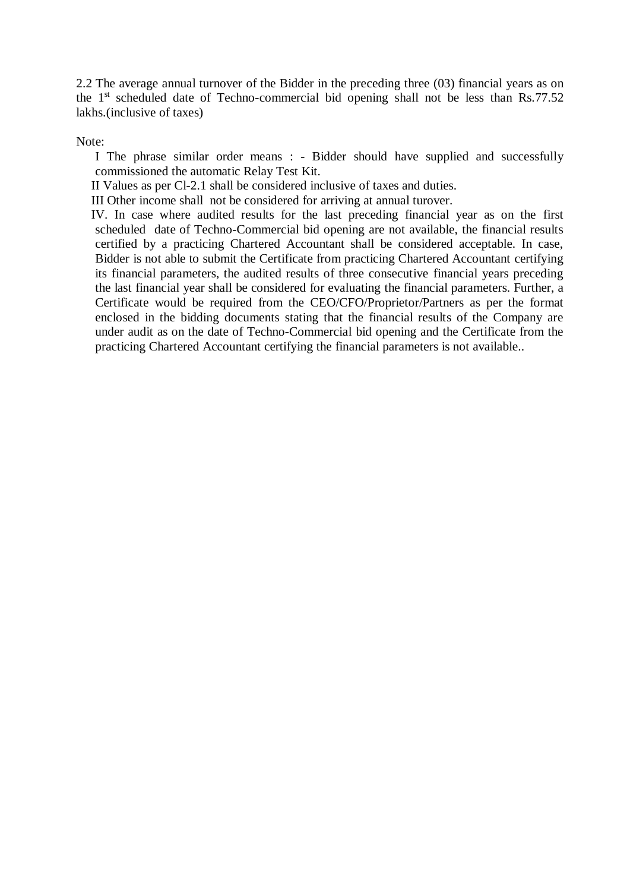2.2 The average annual turnover of the Bidder in the preceding three (03) financial years as on the 1st scheduled date of Techno-commercial bid opening shall not be less than Rs.77.52 lakhs.(inclusive of taxes)

Note:

I The phrase similar order means : - Bidder should have supplied and successfully commissioned the automatic Relay Test Kit.

II Values as per Cl-2.1 shall be considered inclusive of taxes and duties.

III Other income shall not be considered for arriving at annual turover.

IV. In case where audited results for the last preceding financial year as on the first scheduled date of Techno-Commercial bid opening are not available, the financial results certified by a practicing Chartered Accountant shall be considered acceptable. In case, Bidder is not able to submit the Certificate from practicing Chartered Accountant certifying its financial parameters, the audited results of three consecutive financial years preceding the last financial year shall be considered for evaluating the financial parameters. Further, a Certificate would be required from the CEO/CFO/Proprietor/Partners as per the format enclosed in the bidding documents stating that the financial results of the Company are under audit as on the date of Techno-Commercial bid opening and the Certificate from the practicing Chartered Accountant certifying the financial parameters is not available..